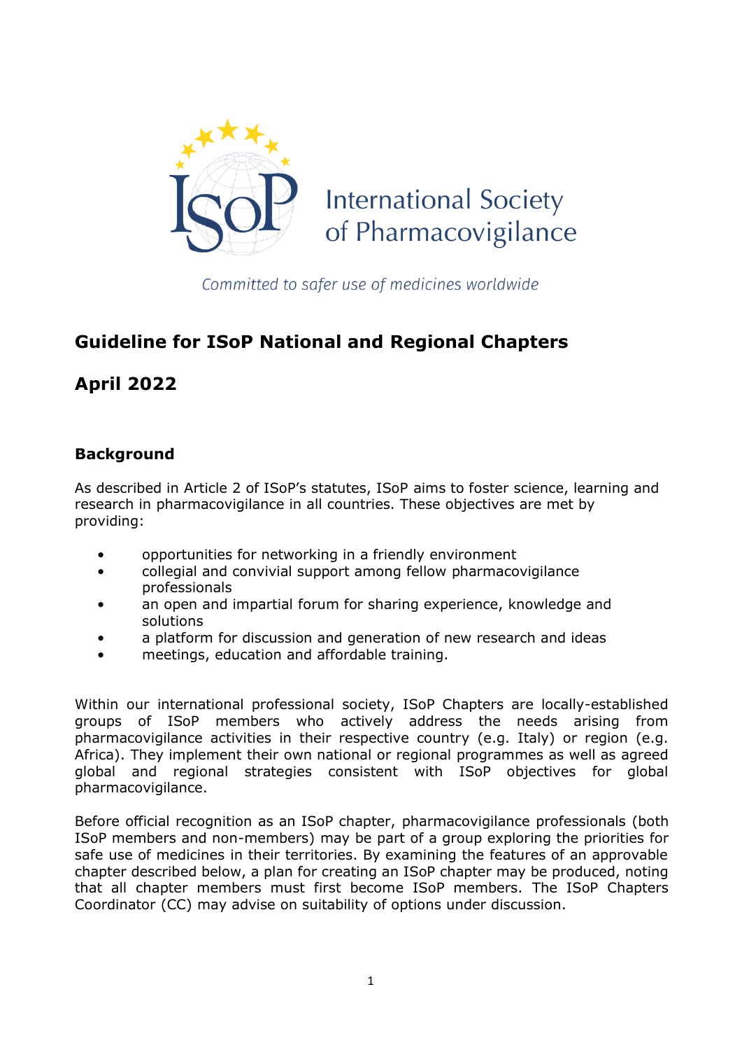International Society of Pharmacovigilance

*Committed to safer use of medicines worldwide*

# Guideline for ISoP National and Regional Chapters

# April 2022

## Background

As described in Article 2 of ISoP's statutes, ISoP aims to foster science, learning and research in pharmacovigilance in all countries. These objectives are met by providing:

- opportunities for networking in a friendly environment
- collegial and convivial support among fellow pharmacovigilance professionals
- an open and impartial forum for sharing experience, knowledge and solutions
- a platform for discussion and generation of new research and ideas
- meetings, education and affordable training.

Within our international professional society, ISoP Chapters are locally-established groups of ISoP members who actively address the needs arising from pharmacovigilance activities in their respective country (e.g. Italy) or region (e.g. Africa). They implement their own national or regional programmes as well as agreed global and regional strategies consistent with ISoP objectives for global pharmacovigilance.

Before official recognition as an ISoP chapter, pharmacovigilance professionals (both ISoP members and non-members) may be part of a group exploring the priorities for safe use of medicines in their territories. By examining the features of an approvable chapter described below, a plan for creating an ISoP chapter may be produced, noting that all chapter members must first become ISoP members. The ISoP Chapters Coordinator (CC) may advise on suitability of options under discussion.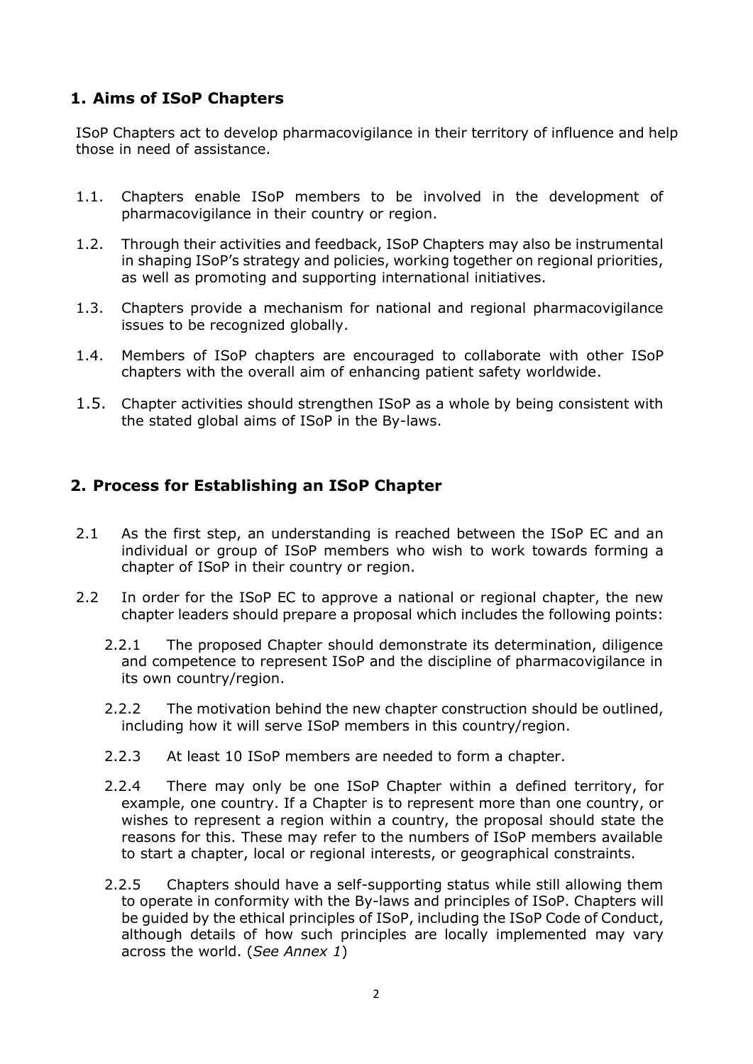## 1. Aims of ISoP Chapters

ISoP Chapters act to develop pharmacovigilance in their territory of influence and help those in need of assistance.

1.1. Chapters enable ISoP members to be involved in the development of pharmacovigilance in their country or region.

1.2. Through their activities and feedback, ISoP Chapters may also be instrumental in shaping ISoP's strategy and policies, working together on regional priorities, as well as promoting and supporting international initiatives.

1.3. Chapters provide a mechanism for national and regional pharmacovigilance issues to be recognized globally.

1.4. Members of ISoP chapters are encouraged to collaborate with other ISoP chapters with the overall aim of enhancing patient safety worldwide.

1.5. Chapter activities should strengthen ISoP as a whole by being consistent with the stated global aims of ISoP in the By-laws.

## 2. Process for Establishing an ISoP Chapter

2.1 As the first step, an understanding is reached between the ISoP EC and an individual or group of ISoP members who wish to work towards forming a chapter of ISoP in their country or region.

2.2 In order for the ISoP EC to approve a national or regional chapter, the new chapter leaders should prepare a proposal which includes the following points:

2.2.1 The proposed Chapter should demonstrate its determination, diligence and competence to represent ISoP and the discipline of pharmacovigilance in its own country/region.

2.2.2 The motivation behind the new chapter construction should be outlined, including how it will serve ISoP members in this country/region.

2.2.3 At least 10 ISoP members are needed to form a chapter.

2.2.4 There may only be one ISoP Chapter within a defined territory, for example, one country. If a Chapter is to represent more than one country, or wishes to represent a region within a country, the proposal should state the reasons for this. These may refer to the numbers of ISoP members available to start a chapter, local or regional interests, or geographical constraints.

2.2.5 Chapters should have a self-supporting status while still allowing them to operate in conformity with the By-laws and principles of ISoP. Chapters will be guided by the ethical principles of ISoP, including the ISoP Code of Conduct, although details of how such principles are locally implemented may vary across the world. (*See Annex 1*)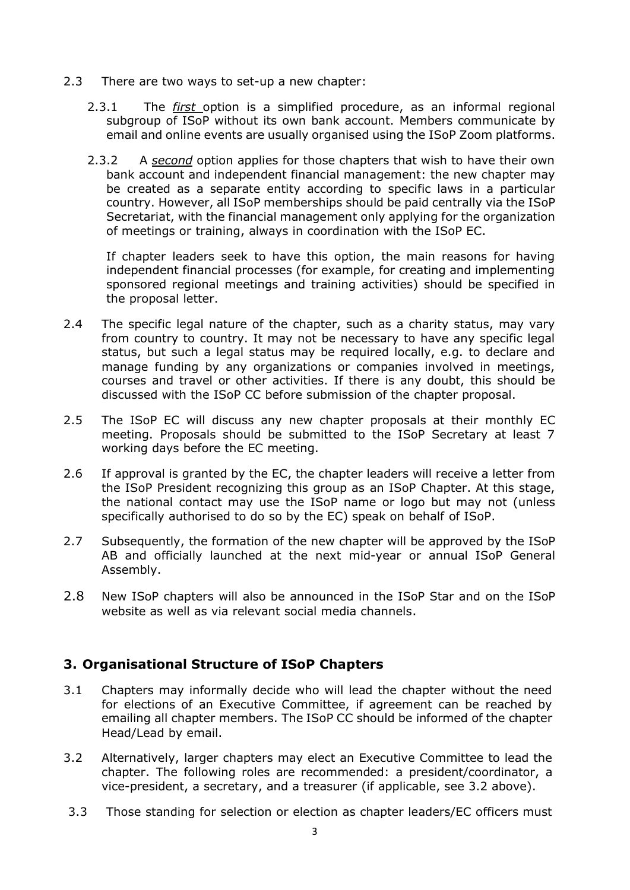2.3 There are two ways to set-up a new chapter:

2.3.1 The *first* option is a simplified procedure, as an informal regional subgroup of ISoP without its own bank account. Members communicate by email and online events are usually organised using the ISoP Zoom platforms.

2.3.2 A *second* option applies for those chapters that wish to have their own bank account and independent financial management: the new chapter may be created as a separate entity according to specific laws in a particular country. However, all ISoP memberships should be paid centrally via the ISoP Secretariat, with the financial management only applying for the organization of meetings or training, always in coordination with the ISoP EC.

If chapter leaders seek to have this option, the main reasons for having independent financial processes (for example, for creating and implementing sponsored regional meetings and training activities) should be specified in the proposal letter.

2.4 The specific legal nature of the chapter, such as a charity status, may vary from country to country. It may not be necessary to have any specific legal status, but such a legal status may be required locally, e.g. to declare and manage funding by any organizations or companies involved in meetings, courses and travel or other activities. If there is any doubt, this should be discussed with the ISoP CC before submission of the chapter proposal.

2.5 The ISoP EC will discuss any new chapter proposals at their monthly EC meeting. Proposals should be submitted to the ISoP Secretary at least 7 working days before the EC meeting.

2.6 If approval is granted by the EC, the chapter leaders will receive a letter from the ISoP President recognizing this group as an ISoP Chapter. At this stage, the national contact may use the ISoP name or logo but may not (unless specifically authorised to do so by the EC) speak on behalf of ISoP.

2.7 Subsequently, the formation of the new chapter will be approved by the ISoP AB and officially launched at the next mid-year or annual ISoP General Assembly.

2.8 New ISoP chapters will also be announced in the ISoP Star and on the ISoP website as well as via relevant social media channels.

## 3. Organisational Structure of ISoP Chapters

3.1 Chapters may informally decide who will lead the chapter without the need for elections of an Executive Committee, if agreement can be reached by emailing all chapter members. The ISoP CC should be informed of the chapter Head/Lead by email.

3.2 Alternatively, larger chapters may elect an Executive Committee to lead the chapter. The following roles are recommended: a president/coordinator, a vice-president, a secretary, and a treasurer (if applicable, see 3.2 above).

3.3 Those standing for selection or election as chapter leaders/EC officers must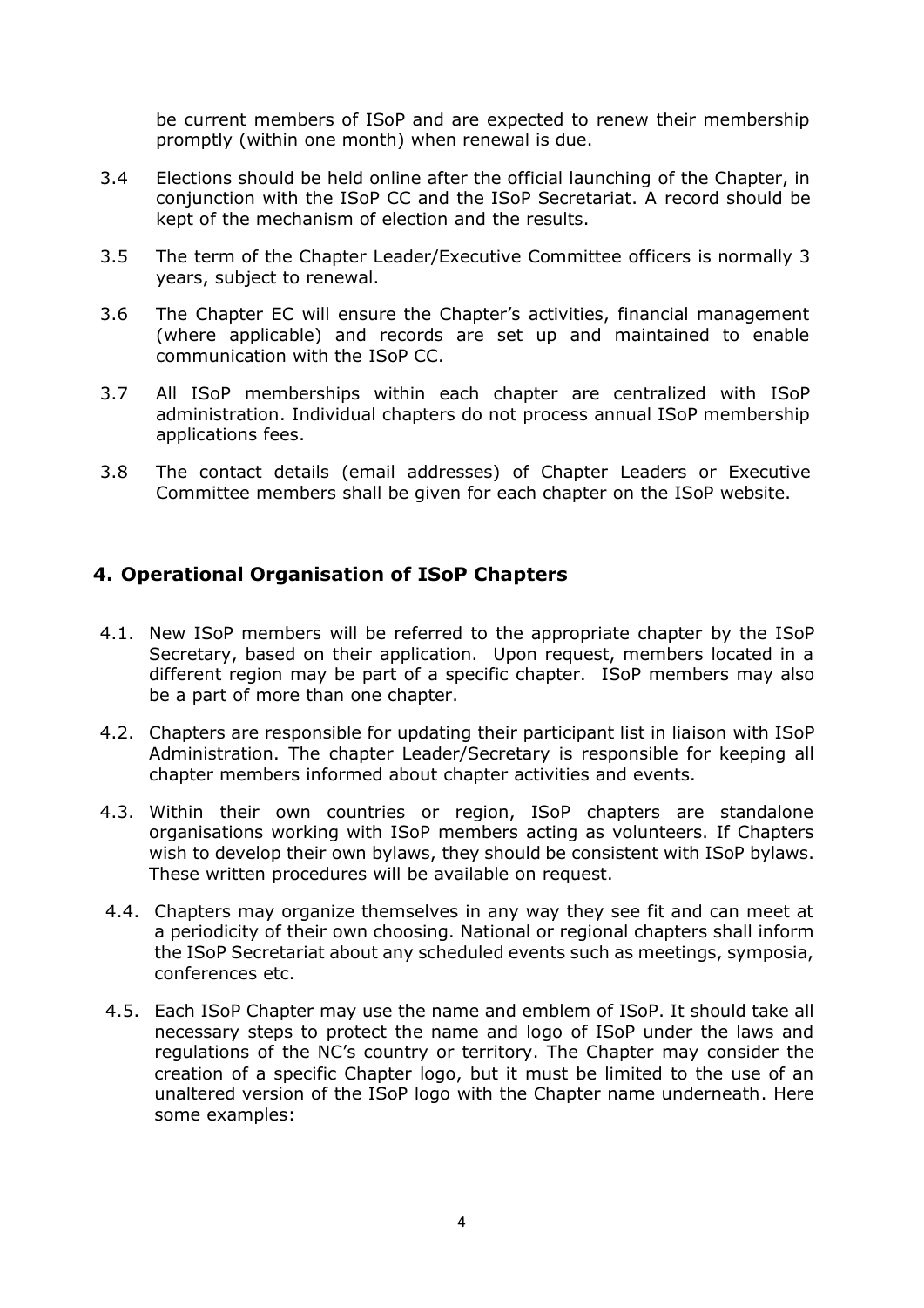be current members of ISoP and are expected to renew their membership promptly (within one month) when renewal is due.

3.4 Elections should be held online after the official launching of the Chapter, in conjunction with the ISoP CC and the ISoP Secretariat. A record should be kept of the mechanism of election and the results.

3.5 The term of the Chapter Leader/Executive Committee officers is normally 3 years, subject to renewal.

3.6 The Chapter EC will ensure the Chapter's activities, financial management (where applicable) and records are set up and maintained to enable communication with the ISoP CC.

3.7 All ISoP memberships within each chapter are centralized with ISoP administration. Individual chapters do not process annual ISoP membership applications fees.

3.8 The contact details (email addresses) of Chapter Leaders or Executive Committee members shall be given for each chapter on the ISoP website.

## 4. Operational Organisation of ISoP Chapters

4.1. New ISoP members will be referred to the appropriate chapter by the ISoP Secretary, based on their application. Upon request, members located in a different region may be part of a specific chapter. ISoP members may also be a part of more than one chapter.

4.2. Chapters are responsible for updating their participant list in liaison with ISoP Administration. The chapter Leader/Secretary is responsible for keeping all chapter members informed about chapter activities and events.

4.3. Within their own countries or region, ISoP chapters are standalone organisations working with ISoP members acting as volunteers. If Chapters wish to develop their own bylaws, they should be consistent with ISoP bylaws. These written procedures will be available on request.

4.4. Chapters may organize themselves in any way they see fit and can meet at a periodicity of their own choosing. National or regional chapters shall inform the ISoP Secretariat about any scheduled events such as meetings, symposia, conferences etc.

4.5. Each ISoP Chapter may use the name and emblem of ISoP. It should take all necessary steps to protect the name and logo of ISoP under the laws and regulations of the NC's country or territory. The Chapter may consider the creation of a specific Chapter logo, but it must be limited to the use of an unaltered version of the ISoP logo with the Chapter name underneath. Here some examples: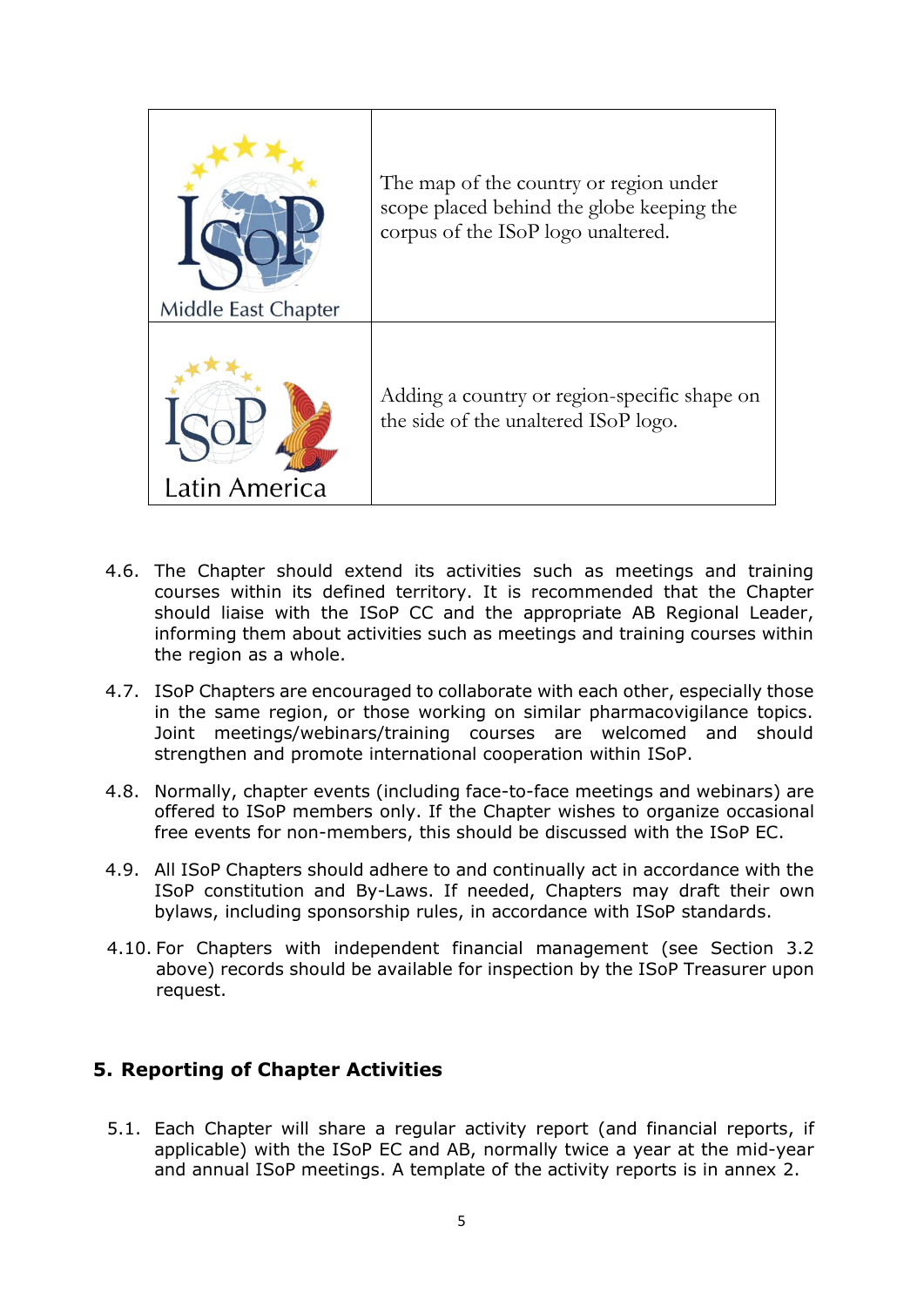| | |
|---|---|
| Middle East Chapter | The map of the country or region under scope placed behind the globe keeping the corpus of the ISoP logo unaltered. |
| Latin America | Adding a country or region-specific shape on the side of the unaltered ISoP logo. |

4.6. The Chapter should extend its activities such as meetings and training courses within its defined territory. It is recommended that the Chapter should liaise with the ISoP CC and the appropriate AB Regional Leader, informing them about activities such as meetings and training courses within the region as a whole.

4.7. ISoP Chapters are encouraged to collaborate with each other, especially those in the same region, or those working on similar pharmacovigilance topics. Joint meetings/webinars/training courses are welcomed and should strengthen and promote international cooperation within ISoP.

4.8. Normally, chapter events (including face-to-face meetings and webinars) are offered to ISoP members only. If the Chapter wishes to organize occasional free events for non-members, this should be discussed with the ISoP EC.

4.9. All ISoP Chapters should adhere to and continually act in accordance with the ISoP constitution and By-Laws. If needed, Chapters may draft their own bylaws, including sponsorship rules, in accordance with ISoP standards.

4.10. For Chapters with independent financial management (see Section 3.2 above) records should be available for inspection by the ISoP Treasurer upon request.

## 5. Reporting of Chapter Activities

5.1. Each Chapter will share a regular activity report (and financial reports, if applicable) with the ISoP EC and AB, normally twice a year at the mid-year and annual ISoP meetings. A template of the activity reports is in annex 2.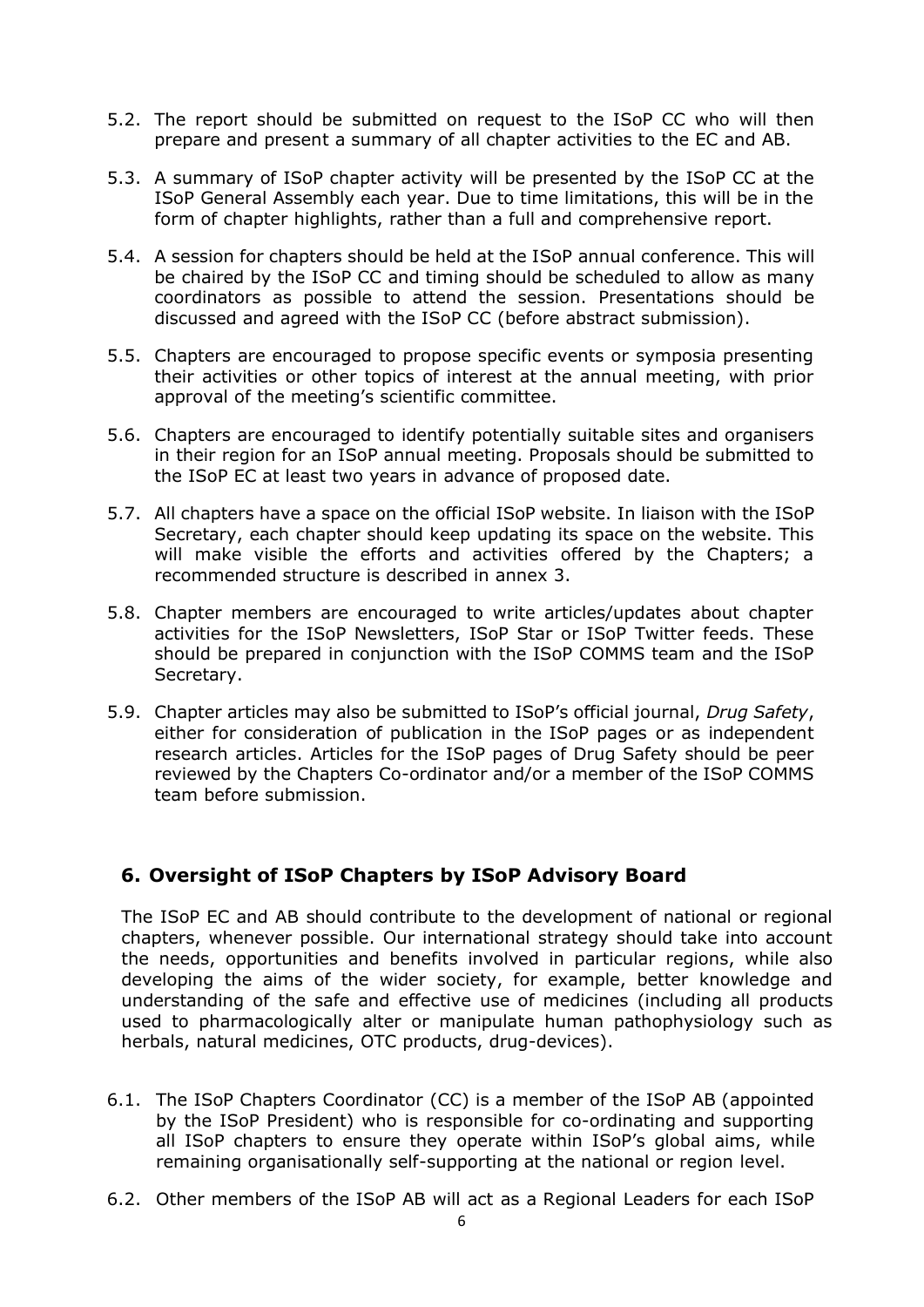5.2. The report should be submitted on request to the ISoP CC who will then prepare and present a summary of all chapter activities to the EC and AB.

5.3. A summary of ISoP chapter activity will be presented by the ISoP CC at the ISoP General Assembly each year. Due to time limitations, this will be in the form of chapter highlights, rather than a full and comprehensive report.

5.4. A session for chapters should be held at the ISoP annual conference. This will be chaired by the ISoP CC and timing should be scheduled to allow as many coordinators as possible to attend the session. Presentations should be discussed and agreed with the ISoP CC (before abstract submission).

5.5. Chapters are encouraged to propose specific events or symposia presenting their activities or other topics of interest at the annual meeting, with prior approval of the meeting's scientific committee.

5.6. Chapters are encouraged to identify potentially suitable sites and organisers in their region for an ISoP annual meeting. Proposals should be submitted to the ISoP EC at least two years in advance of proposed date.

5.7. All chapters have a space on the official ISoP website. In liaison with the ISoP Secretary, each chapter should keep updating its space on the website. This will make visible the efforts and activities offered by the Chapters; a recommended structure is described in annex 3.

5.8. Chapter members are encouraged to write articles/updates about chapter activities for the ISoP Newsletters, ISoP Star or ISoP Twitter feeds. These should be prepared in conjunction with the ISoP COMMS team and the ISoP Secretary.

5.9. Chapter articles may also be submitted to ISoP's official journal, *Drug Safety*, either for consideration of publication in the ISoP pages or as independent research articles. Articles for the ISoP pages of Drug Safety should be peer reviewed by the Chapters Co-ordinator and/or a member of the ISoP COMMS team before submission.

## 6. Oversight of ISoP Chapters by ISoP Advisory Board

The ISoP EC and AB should contribute to the development of national or regional chapters, whenever possible. Our international strategy should take into account the needs, opportunities and benefits involved in particular regions, while also developing the aims of the wider society, for example, better knowledge and understanding of the safe and effective use of medicines (including all products used to pharmacologically alter or manipulate human pathophysiology such as herbals, natural medicines, OTC products, drug-devices).

6.1. The ISoP Chapters Coordinator (CC) is a member of the ISoP AB (appointed by the ISoP President) who is responsible for co-ordinating and supporting all ISoP chapters to ensure they operate within ISoP's global aims, while remaining organisationally self-supporting at the national or region level.

6.2. Other members of the ISoP AB will act as a Regional Leaders for each ISoP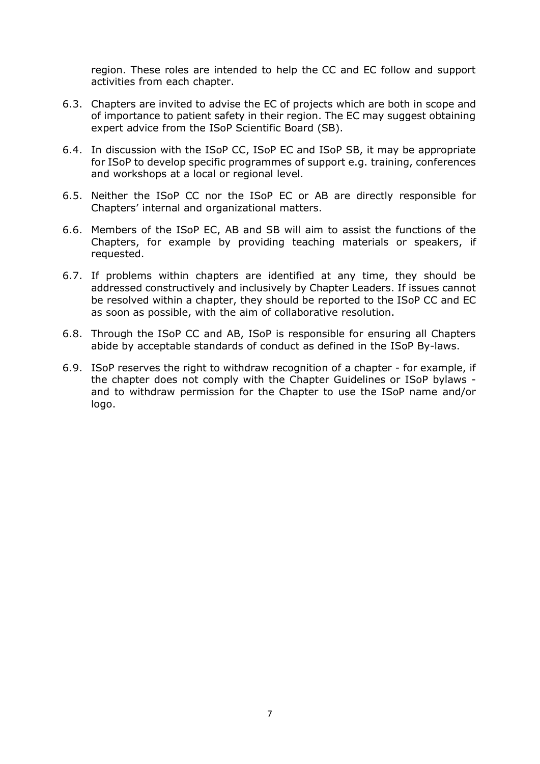region. These roles are intended to help the CC and EC follow and support activities from each chapter.

6.3. Chapters are invited to advise the EC of projects which are both in scope and of importance to patient safety in their region. The EC may suggest obtaining expert advice from the ISoP Scientific Board (SB).

6.4. In discussion with the ISoP CC, ISoP EC and ISoP SB, it may be appropriate for ISoP to develop specific programmes of support e.g. training, conferences and workshops at a local or regional level.

6.5. Neither the ISoP CC nor the ISoP EC or AB are directly responsible for Chapters' internal and organizational matters.

6.6. Members of the ISoP EC, AB and SB will aim to assist the functions of the Chapters, for example by providing teaching materials or speakers, if requested.

6.7. If problems within chapters are identified at any time, they should be addressed constructively and inclusively by Chapter Leaders. If issues cannot be resolved within a chapter, they should be reported to the ISoP CC and EC as soon as possible, with the aim of collaborative resolution.

6.8. Through the ISoP CC and AB, ISoP is responsible for ensuring all Chapters abide by acceptable standards of conduct as defined in the ISoP By-laws.

6.9. ISoP reserves the right to withdraw recognition of a chapter - for example, if the chapter does not comply with the Chapter Guidelines or ISoP bylaws - and to withdraw permission for the Chapter to use the ISoP name and/or logo.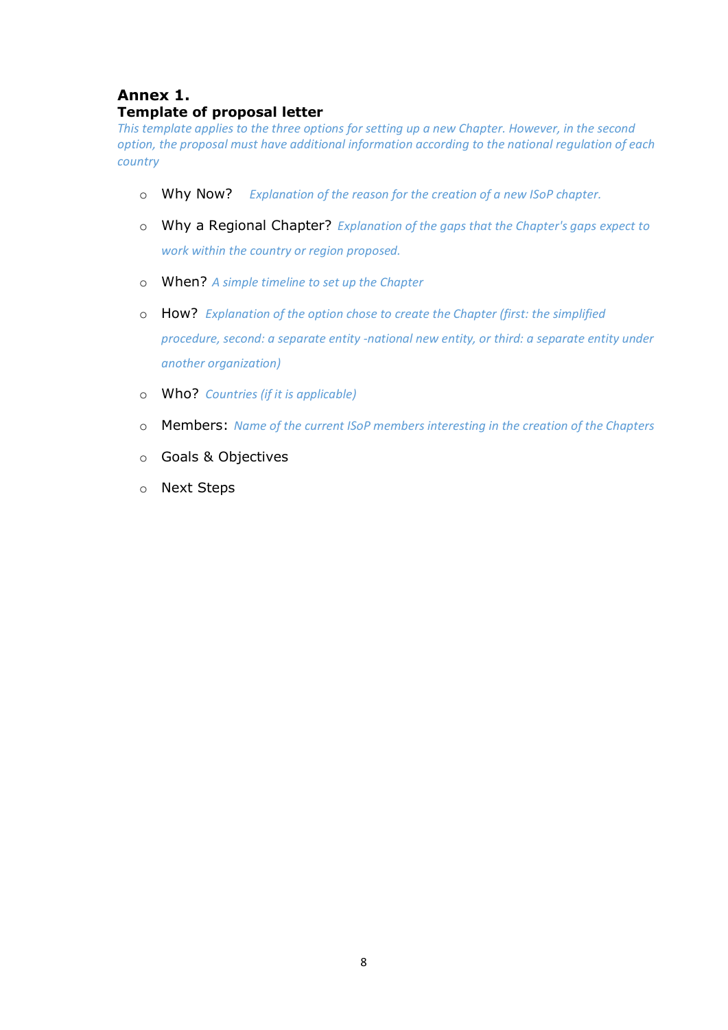# Annex 1.
## Template of proposal letter

*This template applies to the three options for setting up a new Chapter. However, in the second option, the proposal must have additional information according to the national regulation of each country*

- Why Now? *Explanation of the reason for the creation of a new ISoP chapter.*
- Why a Regional Chapter? *Explanation of the gaps that the Chapter's gaps expect to work within the country or region proposed.*
- When? *A simple timeline to set up the Chapter*
- How? *Explanation of the option chose to create the Chapter (first: the simplified procedure, second: a separate entity -national new entity, or third: a separate entity under another organization)*
- Who? *Countries (if it is applicable)*
- Members: *Name of the current ISoP members interesting in the creation of the Chapters*
- Goals & Objectives
- Next Steps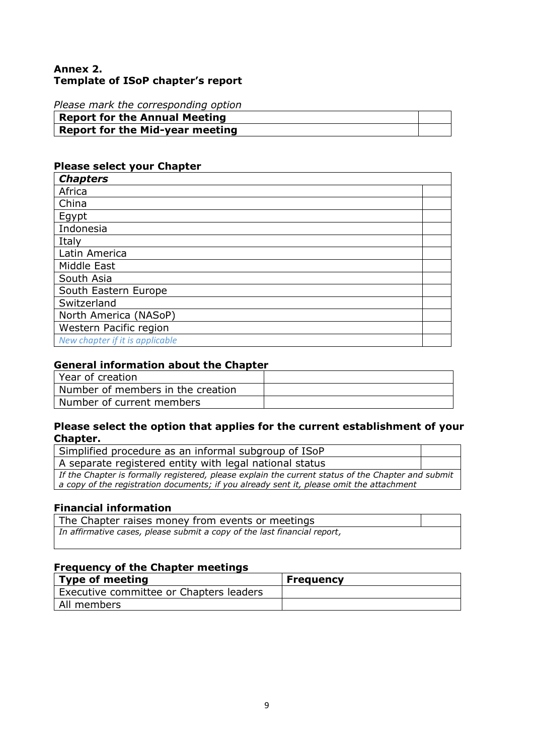**Annex 2.**
**Template of ISoP chapter's report**

*Please mark the corresponding option*

| **Report for the Annual Meeting** | |
|---|---|
| **Report for the Mid-year meeting** | |

**Please select your Chapter**

| ***Chapters*** | |
|---|---|
| Africa | |
| China | |
| Egypt | |
| Indonesia | |
| Italy | |
| Latin America | |
| Middle East | |
| South Asia | |
| South Eastern Europe | |
| Switzerland | |
| North America (NASoP) | |
| Western Pacific region | |
| *New chapter if it is applicable* | |

**General information about the Chapter**

| Year of creation | |
|---|---|
| Number of members in the creation | |
| Number of current members | |

**Please select the option that applies for the current establishment of your Chapter.**

| Simplified procedure as an informal subgroup of ISoP | |
|---|---|
| A separate registered entity with legal national status | |
| *If the Chapter is formally registered, please explain the current status of the Chapter and submit a copy of the registration documents; if you already sent it, please omit the attachment* | |

**Financial information**

| The Chapter raises money from events or meetings | |
|---|---|
| *In affirmative cases, please submit a copy of the last financial report,* | |

**Frequency of the Chapter meetings**

| **Type of meeting** | **Frequency** |
|---|---|
| Executive committee or Chapters leaders | |
| All members | |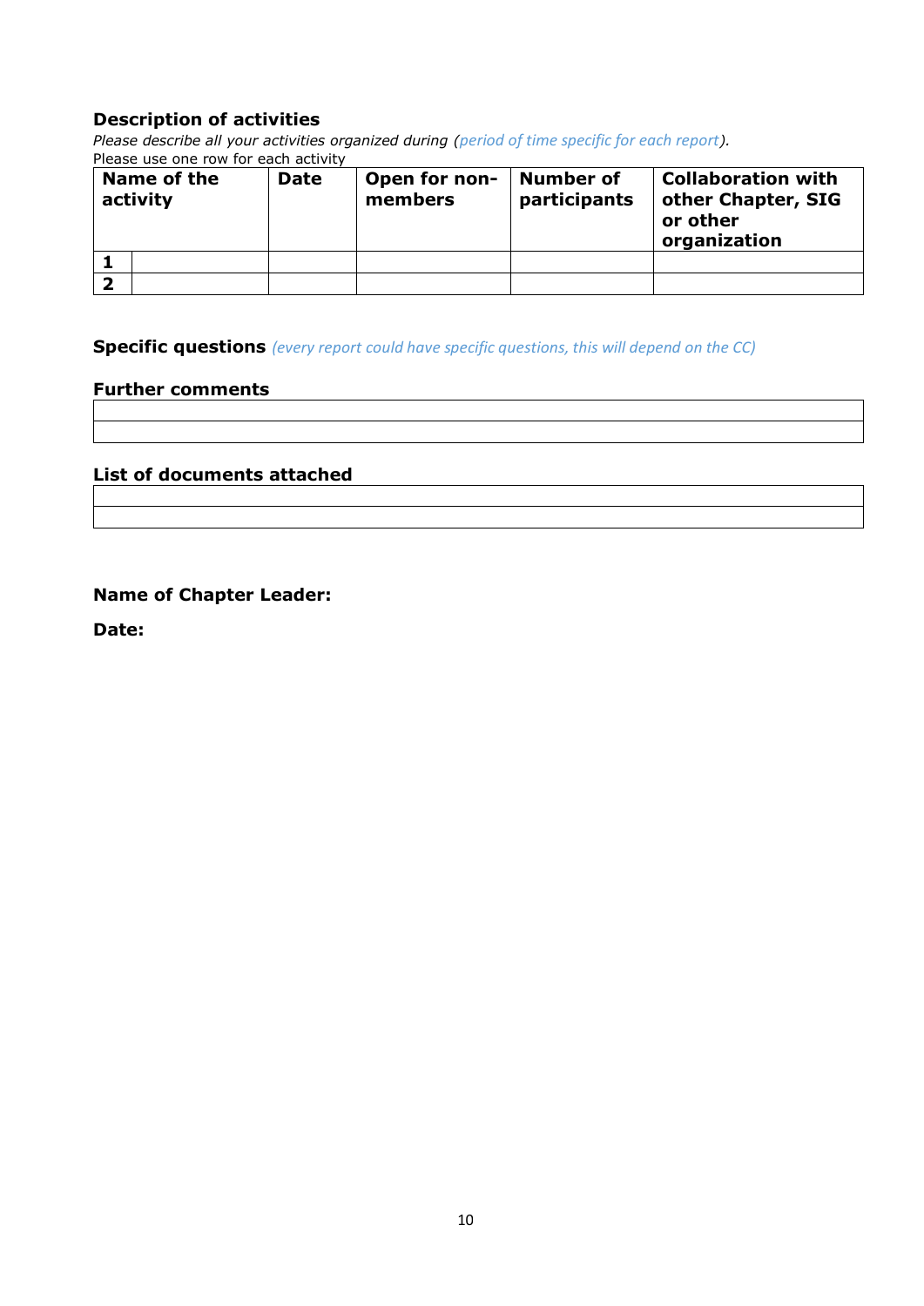### Description of activities

*Please describe all your activities organized during (period of time specific for each report).*

Please use one row for each activity

| Name of the activity | | Date | Open for non-members | Number of participants | Collaboration with other Chapter, SIG or other organization |
|---|---|---|---|---|---|
| **1** | | | | | |
| **2** | | | | | |

**Specific questions** *(every report could have specific questions, this will depend on the CC)*

### Further comments

| |
|---|
| |

### List of documents attached

| |
|---|
| |

**Name of Chapter Leader:**

**Date:**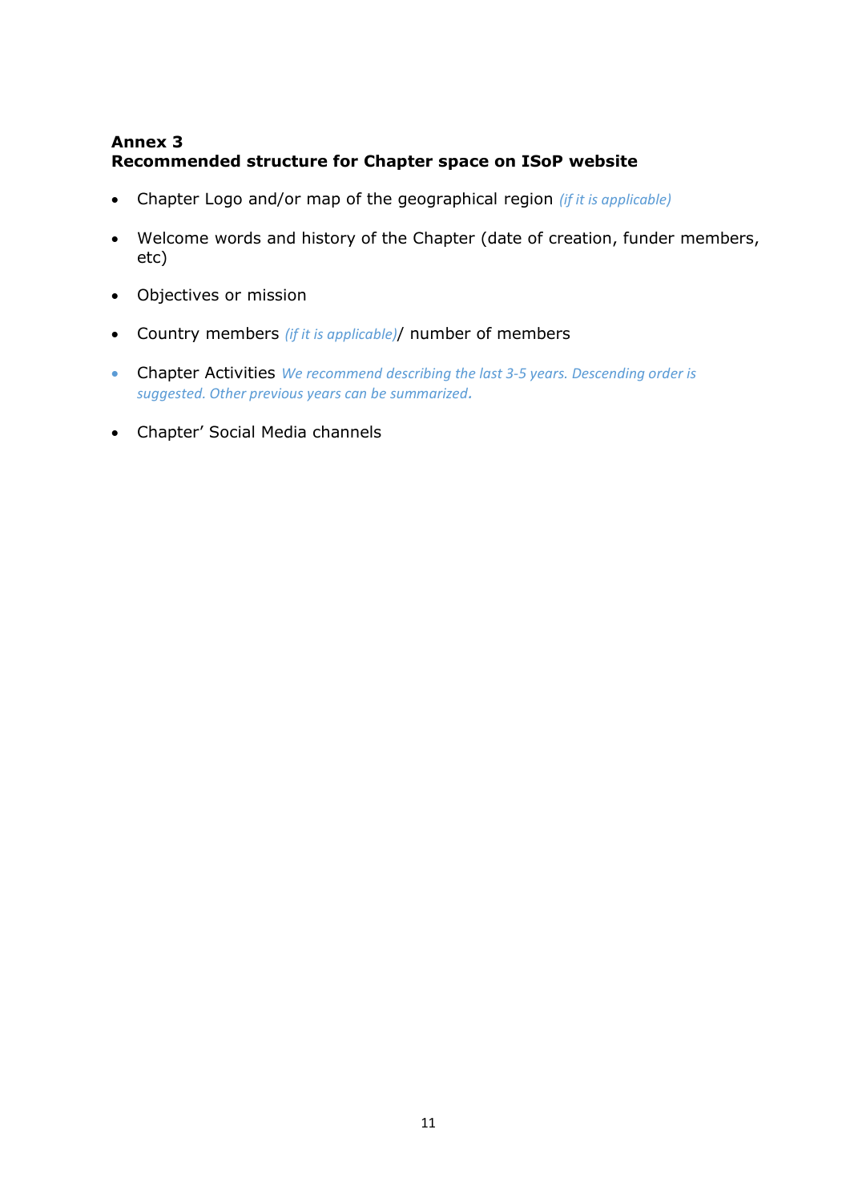**Annex 3**
**Recommended structure for Chapter space on ISoP website**

- Chapter Logo and/or map of the geographical region *(if it is applicable)*
- Welcome words and history of the Chapter (date of creation, funder members, etc)
- Objectives or mission
- Country members *(if it is applicable)*/ number of members
- Chapter Activities *We recommend describing the last 3-5 years. Descending order is suggested. Other previous years can be summarized.*
- Chapter' Social Media channels